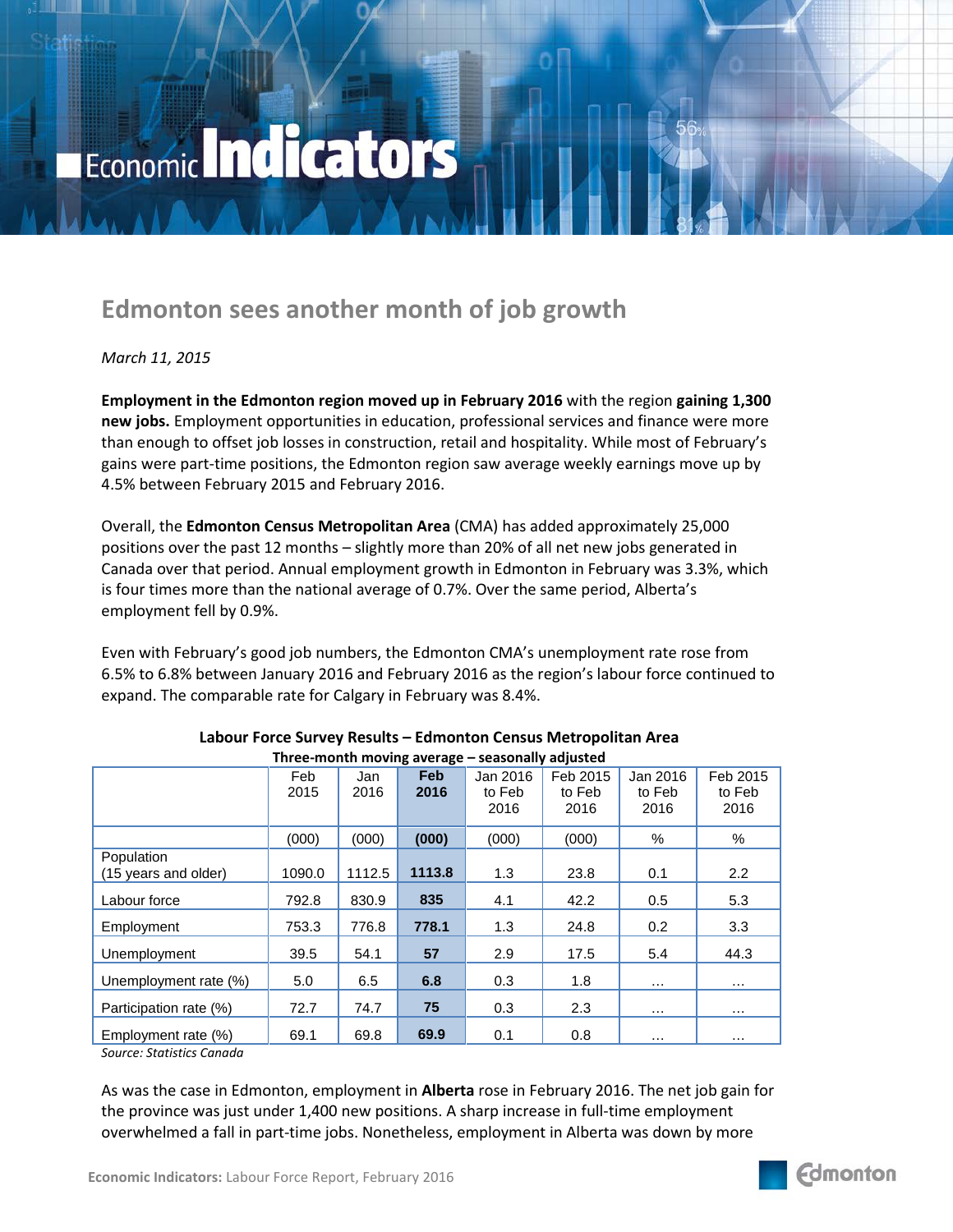# Economic Indicators

## Edmonton sees another month of job growth

*March 11, 2015*

**Employment in the Edmonton region moved up in February 2016** with the region **gaining 1,300 new jobs.** Employment opportunities in education, professional services and finance were more than enough to offset job losses in construction, retail and hospitality. While most of February's gains were part-time positions, the Edmonton region saw average weekly earnings move up by 4.5% between February 2015 and February 2016.

Overall, the **Edmonton Census Metropolitan Area** (CMA) has added approximately 25,000 positions over the past 12 months – slightly more than 20% of all net new jobs generated in Canada over that period. Annual employment growth in Edmonton in February was 3.3%, which is four times more than the national average of 0.7%. Over the same period, Alberta's employment fell by 0.9%.

Even with February's good job numbers, the Edmonton CMA's unemployment rate rose from 6.5% to 6.8% between January 2016 and February 2016 as the region's labour force continued to expand. The comparable rate for Calgary in February was 8.4%.

**Labour Force Survey Results – Edmonton Census Metropolitan Area**
**Three-month moving average – seasonally adjusted**

| | Feb 2015 | Jan 2016 | **Feb 2016** | Jan 2016 to Feb 2016 | Feb 2015 to Feb 2016 | Jan 2016 to Feb 2016 | Feb 2015 to Feb 2016 |
|---|---|---|---|---|---|---|---|
| | (000) | (000) | **(000)** | (000) | (000) | % | % |
| Population (15 years and older) | 1090.0 | 1112.5 | **1113.8** | 1.3 | 23.8 | 0.1 | 2.2 |
| Labour force | 792.8 | 830.9 | **835** | 4.1 | 42.2 | 0.5 | 5.3 |
| Employment | 753.3 | 776.8 | **778.1** | 1.3 | 24.8 | 0.2 | 3.3 |
| Unemployment | 39.5 | 54.1 | **57** | 2.9 | 17.5 | 5.4 | 44.3 |
| Unemployment rate (%) | 5.0 | 6.5 | **6.8** | 0.3 | 1.8 | … | … |
| Participation rate (%) | 72.7 | 74.7 | **75** | 0.3 | 2.3 | … | … |
| Employment rate (%) | 69.1 | 69.8 | **69.9** | 0.1 | 0.8 | … | … |

*Source: Statistics Canada*

As was the case in Edmonton, employment in **Alberta** rose in February 2016. The net job gain for the province was just under 1,400 new positions. A sharp increase in full-time employment overwhelmed a fall in part-time jobs. Nonetheless, employment in Alberta was down by more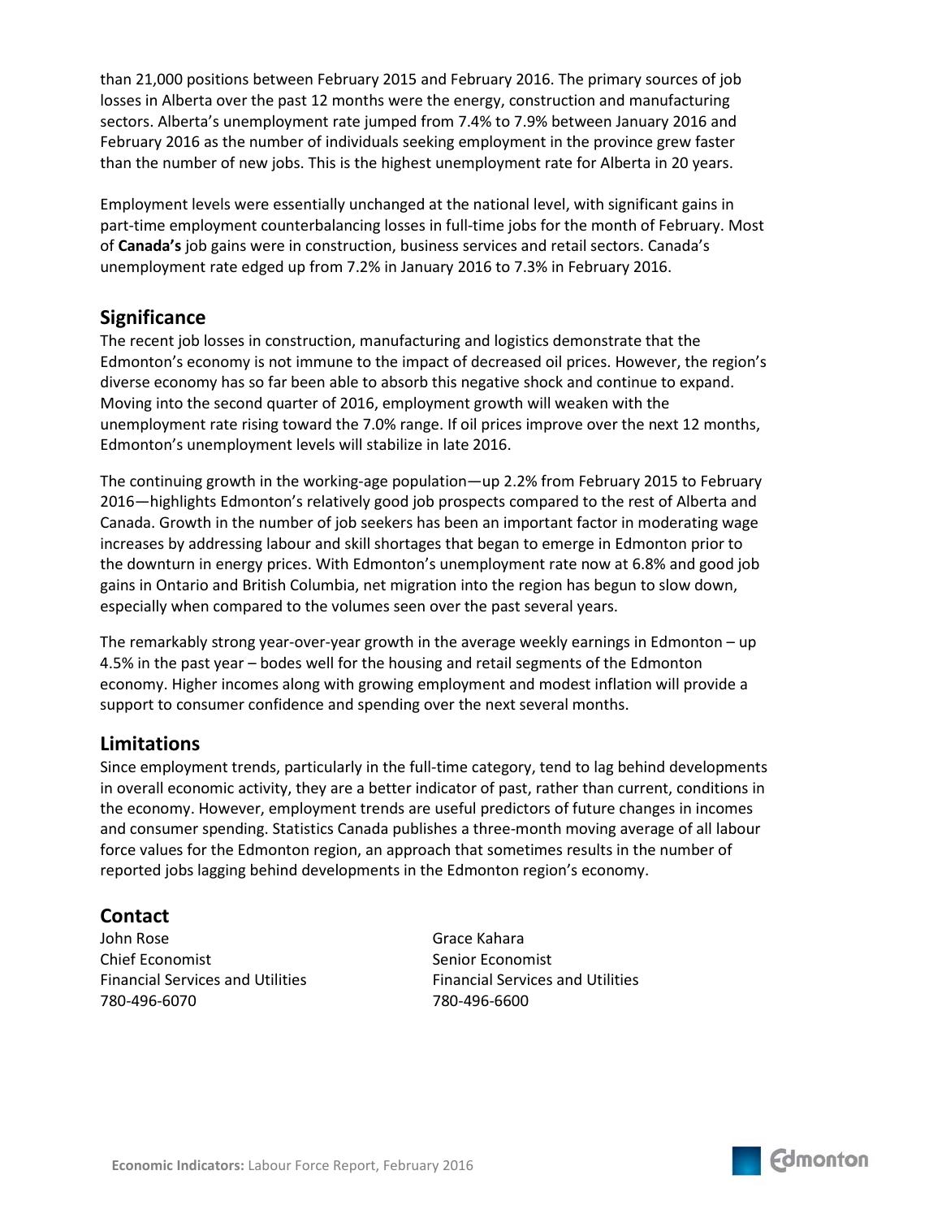than 21,000 positions between February 2015 and February 2016. The primary sources of job losses in Alberta over the past 12 months were the energy, construction and manufacturing sectors. Alberta's unemployment rate jumped from 7.4% to 7.9% between January 2016 and February 2016 as the number of individuals seeking employment in the province grew faster than the number of new jobs. This is the highest unemployment rate for Alberta in 20 years.

Employment levels were essentially unchanged at the national level, with significant gains in part-time employment counterbalancing losses in full-time jobs for the month of February. Most of **Canada's** job gains were in construction, business services and retail sectors. Canada's unemployment rate edged up from 7.2% in January 2016 to 7.3% in February 2016.

## Significance

The recent job losses in construction, manufacturing and logistics demonstrate that the Edmonton's economy is not immune to the impact of decreased oil prices. However, the region's diverse economy has so far been able to absorb this negative shock and continue to expand. Moving into the second quarter of 2016, employment growth will weaken with the unemployment rate rising toward the 7.0% range. If oil prices improve over the next 12 months, Edmonton's unemployment levels will stabilize in late 2016.

The continuing growth in the working-age population—up 2.2% from February 2015 to February 2016—highlights Edmonton's relatively good job prospects compared to the rest of Alberta and Canada. Growth in the number of job seekers has been an important factor in moderating wage increases by addressing labour and skill shortages that began to emerge in Edmonton prior to the downturn in energy prices. With Edmonton's unemployment rate now at 6.8% and good job gains in Ontario and British Columbia, net migration into the region has begun to slow down, especially when compared to the volumes seen over the past several years.

The remarkably strong year-over-year growth in the average weekly earnings in Edmonton – up 4.5% in the past year – bodes well for the housing and retail segments of the Edmonton economy. Higher incomes along with growing employment and modest inflation will provide a support to consumer confidence and spending over the next several months.

## Limitations

Since employment trends, particularly in the full-time category, tend to lag behind developments in overall economic activity, they are a better indicator of past, rather than current, conditions in the economy. However, employment trends are useful predictors of future changes in incomes and consumer spending. Statistics Canada publishes a three-month moving average of all labour force values for the Edmonton region, an approach that sometimes results in the number of reported jobs lagging behind developments in the Edmonton region's economy.

## Contact

John Rose
Chief Economist
Financial Services and Utilities
780-496-6070

Grace Kahara
Senior Economist
Financial Services and Utilities
780-496-6600